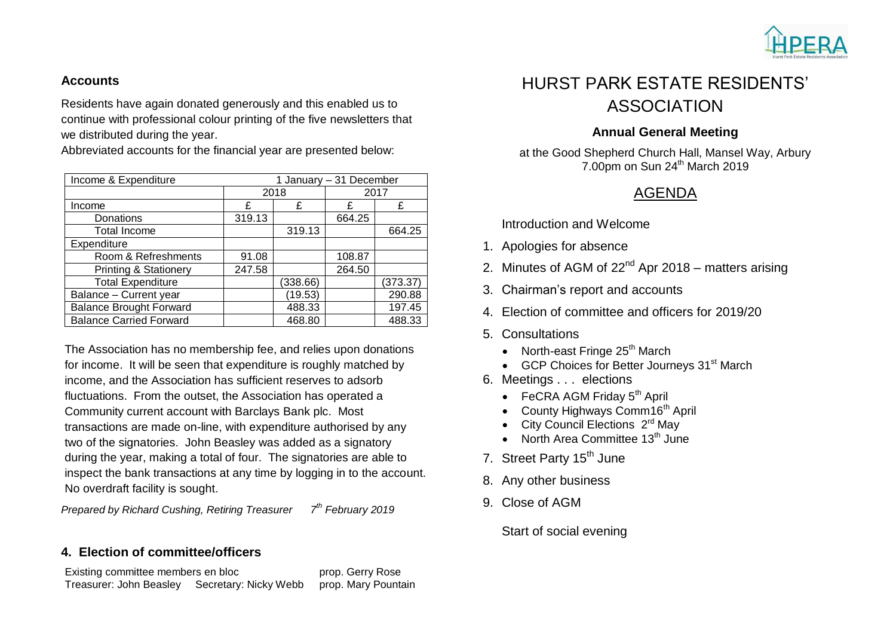## Accounts

Residents have again donated generously and this enabled us to continue with professional colour printing of the five newsletters that we distributed during the year.

Abbreviated accounts for the financial year are presented below:

| Income & Expenditure | 1 January – 31 December | | | |
|---|---|---|---|---|
| | 2018 | | 2017 | |
| Income | £ | £ | £ | £ |
| Donations | 319.13 | | 664.25 | |
| Total Income | | 319.13 | | 664.25 |
| Expenditure | | | | |
| Room & Refreshments | 91.08 | | 108.87 | |
| Printing & Stationery | 247.58 | | 264.50 | |
| Total Expenditure | | (338.66) | | (373.37) |
| Balance – Current year | | (19.53) | | 290.88 |
| Balance Brought Forward | | 488.33 | | 197.45 |
| Balance Carried Forward | | 468.80 | | 488.33 |

The Association has no membership fee, and relies upon donations for income. It will be seen that expenditure is roughly matched by income, and the Association has sufficient reserves to adsorb fluctuations. From the outset, the Association has operated a Community current account with Barclays Bank plc. Most transactions are made on-line, with expenditure authorised by any two of the signatories. John Beasley was added as a signatory during the year, making a total of four. The signatories are able to inspect the bank transactions at any time by logging in to the account. No overdraft facility is sought.

*Prepared by Richard Cushing, Retiring Treasurer 7th February 2019*

### 4. Election of committee/officers

Existing committee members en bloc — prop. Gerry Rose

Treasurer: John Beasley Secretary: Nicky Webb — prop. Mary Pountain

# HURST PARK ESTATE RESIDENTS' ASSOCIATION

### Annual General Meeting

at the Good Shepherd Church Hall, Mansel Way, Arbury
7.00pm on Sun 24th March 2019

## AGENDA

Introduction and Welcome

1. Apologies for absence
2. Minutes of AGM of 22nd Apr 2018 – matters arising
3. Chairman's report and accounts
4. Election of committee and officers for 2019/20
5. Consultations
   - North-east Fringe 25th March
   - GCP Choices for Better Journeys 31st March
6. Meetings . . . elections
   - FeCRA AGM Friday 5th April
   - County Highways Comm16th April
   - City Council Elections 2rd May
   - North Area Committee 13th June
7. Street Party 15th June
8. Any other business
9. Close of AGM

Start of social evening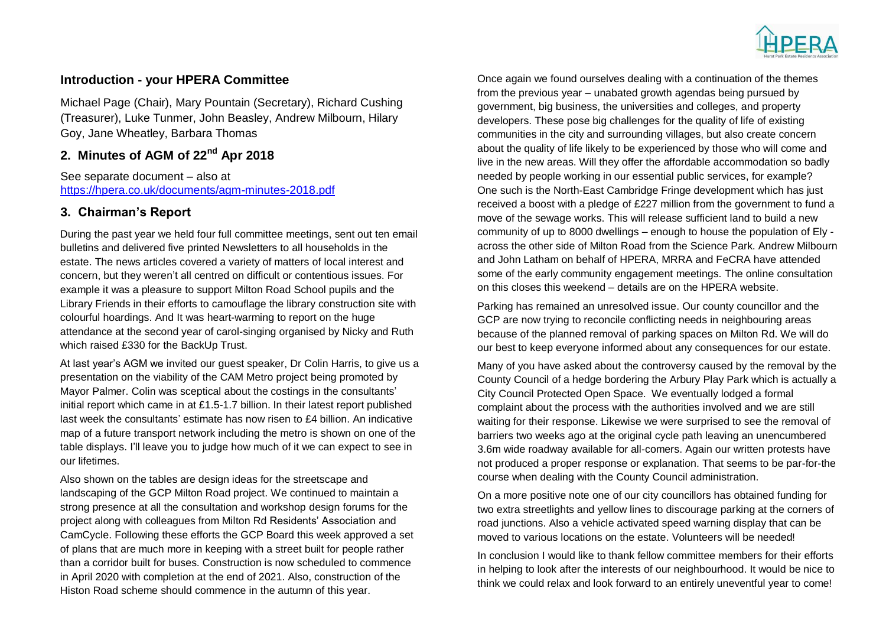## Introduction - your HPERA Committee

Michael Page (Chair), Mary Pountain (Secretary), Richard Cushing (Treasurer), Luke Tunmer, John Beasley, Andrew Milbourn, Hilary Goy, Jane Wheatley, Barbara Thomas

## 2. Minutes of AGM of 22nd Apr 2018

See separate document – also at
https://hpera.co.uk/documents/agm-minutes-2018.pdf

## 3. Chairman's Report

During the past year we held four full committee meetings, sent out ten email bulletins and delivered five printed Newsletters to all households in the estate. The news articles covered a variety of matters of local interest and concern, but they weren't all centred on difficult or contentious issues. For example it was a pleasure to support Milton Road School pupils and the Library Friends in their efforts to camouflage the library construction site with colourful hoardings. And It was heart-warming to report on the huge attendance at the second year of carol-singing organised by Nicky and Ruth which raised £330 for the BackUp Trust.

At last year's AGM we invited our guest speaker, Dr Colin Harris, to give us a presentation on the viability of the CAM Metro project being promoted by Mayor Palmer. Colin was sceptical about the costings in the consultants' initial report which came in at £1.5-1.7 billion. In their latest report published last week the consultants' estimate has now risen to £4 billion. An indicative map of a future transport network including the metro is shown on one of the table displays. I'll leave you to judge how much of it we can expect to see in our lifetimes.

Also shown on the tables are design ideas for the streetscape and landscaping of the GCP Milton Road project. We continued to maintain a strong presence at all the consultation and workshop design forums for the project along with colleagues from Milton Rd Residents' Association and CamCycle. Following these efforts the GCP Board this week approved a set of plans that are much more in keeping with a street built for people rather than a corridor built for buses. Construction is now scheduled to commence in April 2020 with completion at the end of 2021. Also, construction of the Histon Road scheme should commence in the autumn of this year.

Once again we found ourselves dealing with a continuation of the themes from the previous year – unabated growth agendas being pursued by government, big business, the universities and colleges, and property developers. These pose big challenges for the quality of life of existing communities in the city and surrounding villages, but also create concern about the quality of life likely to be experienced by those who will come and live in the new areas. Will they offer the affordable accommodation so badly needed by people working in our essential public services, for example? One such is the North-East Cambridge Fringe development which has just received a boost with a pledge of £227 million from the government to fund a move of the sewage works. This will release sufficient land to build a new community of up to 8000 dwellings – enough to house the population of Ely - across the other side of Milton Road from the Science Park. Andrew Milbourn and John Latham on behalf of HPERA, MRRA and FeCRA have attended some of the early community engagement meetings. The online consultation on this closes this weekend – details are on the HPERA website.

Parking has remained an unresolved issue. Our county councillor and the GCP are now trying to reconcile conflicting needs in neighbouring areas because of the planned removal of parking spaces on Milton Rd. We will do our best to keep everyone informed about any consequences for our estate.

Many of you have asked about the controversy caused by the removal by the County Council of a hedge bordering the Arbury Play Park which is actually a City Council Protected Open Space. We eventually lodged a formal complaint about the process with the authorities involved and we are still waiting for their response. Likewise we were surprised to see the removal of barriers two weeks ago at the original cycle path leaving an unencumbered 3.6m wide roadway available for all-comers. Again our written protests have not produced a proper response or explanation. That seems to be par-for-the course when dealing with the County Council administration.

On a more positive note one of our city councillors has obtained funding for two extra streetlights and yellow lines to discourage parking at the corners of road junctions. Also a vehicle activated speed warning display that can be moved to various locations on the estate. Volunteers will be needed!

In conclusion I would like to thank fellow committee members for their efforts in helping to look after the interests of our neighbourhood. It would be nice to think we could relax and look forward to an entirely uneventful year to come!